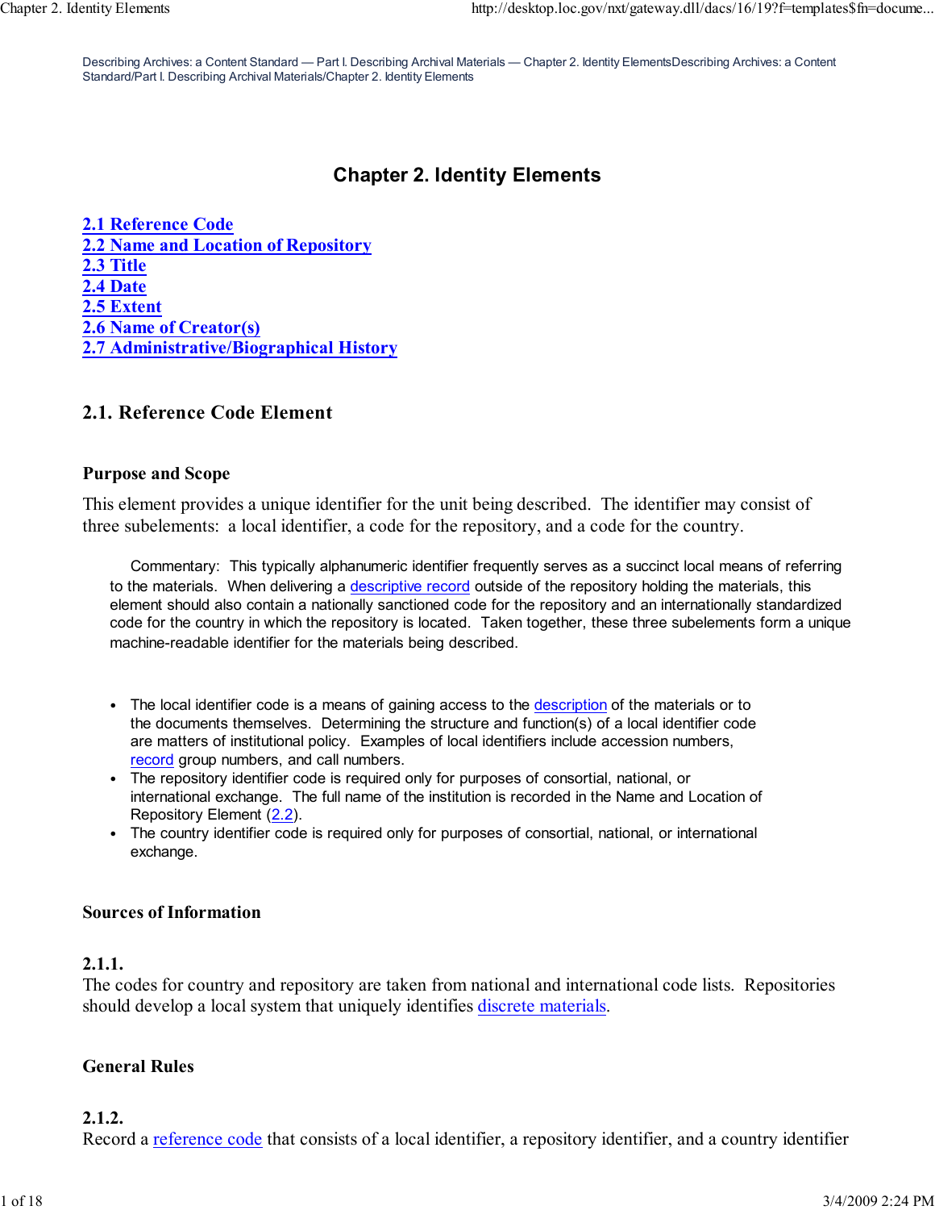Describing Archives: a Content Standard — Part I. Describing Archival Materials — Chapter 2. Identity ElementsDescribing Archives: a Content Standard/Part I. Describing Archival Materials/Chapter 2. Identity Elements

# Chapter 2. Identity Elements

[2.1 Reference Code](#)
[2.2 Name and Location of Repository](#)
[2.3 Title](#)
[2.4 Date](#)
[2.5 Extent](#)
[2.6 Name of Creator(s)](#)
[2.7 Administrative/Biographical History](#)

## 2.1. Reference Code Element

### Purpose and Scope

This element provides a unique identifier for the unit being described. The identifier may consist of three subelements: a local identifier, a code for the repository, and a code for the country.

> Commentary: This typically alphanumeric identifier frequently serves as a succinct local means of referring to the materials. When delivering a descriptive record outside of the repository holding the materials, this element should also contain a nationally sanctioned code for the repository and an internationally standardized code for the country in which the repository is located. Taken together, these three subelements form a unique machine-readable identifier for the materials being described.

- The local identifier code is a means of gaining access to the description of the materials or to the documents themselves. Determining the structure and function(s) of a local identifier code are matters of institutional policy. Examples of local identifiers include accession numbers, record group numbers, and call numbers.
- The repository identifier code is required only for purposes of consortial, national, or international exchange. The full name of the institution is recorded in the Name and Location of Repository Element (2.2).
- The country identifier code is required only for purposes of consortial, national, or international exchange.

### Sources of Information

#### 2.1.1.

The codes for country and repository are taken from national and international code lists. Repositories should develop a local system that uniquely identifies discrete materials.

### General Rules

#### 2.1.2.

Record a reference code that consists of a local identifier, a repository identifier, and a country identifier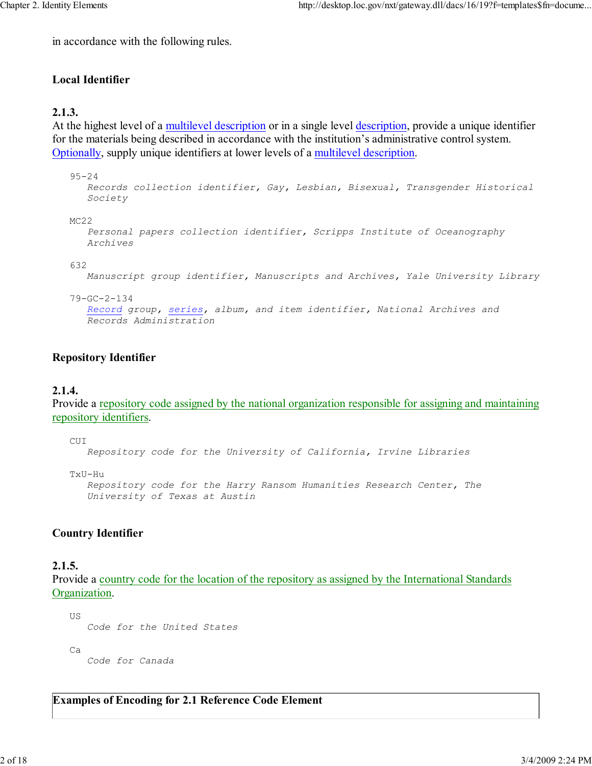in accordance with the following rules.

### Local Identifier

**2.1.3.**
At the highest level of a multilevel description or in a single level description, provide a unique identifier for the materials being described in accordance with the institution's administrative control system. Optionally, supply unique identifiers at lower levels of a multilevel description.

```
95-24
   Records collection identifier, Gay, Lesbian, Bisexual, Transgender Historical
   Society

MC22
   Personal papers collection identifier, Scripps Institute of Oceanography
   Archives

632
   Manuscript group identifier, Manuscripts and Archives, Yale University Library

79-GC-2-134
   Record group, series, album, and item identifier, National Archives and
   Records Administration
```

### Repository Identifier

**2.1.4.**
Provide a repository code assigned by the national organization responsible for assigning and maintaining repository identifiers.

```
CUI
   Repository code for the University of California, Irvine Libraries

TxU-Hu
   Repository code for the Harry Ransom Humanities Research Center, The
   University of Texas at Austin
```

### Country Identifier

**2.1.5.**
Provide a country code for the location of the repository as assigned by the International Standards Organization.

```
US
   Code for the United States

Ca
   Code for Canada
```

**Examples of Encoding for 2.1 Reference Code Element**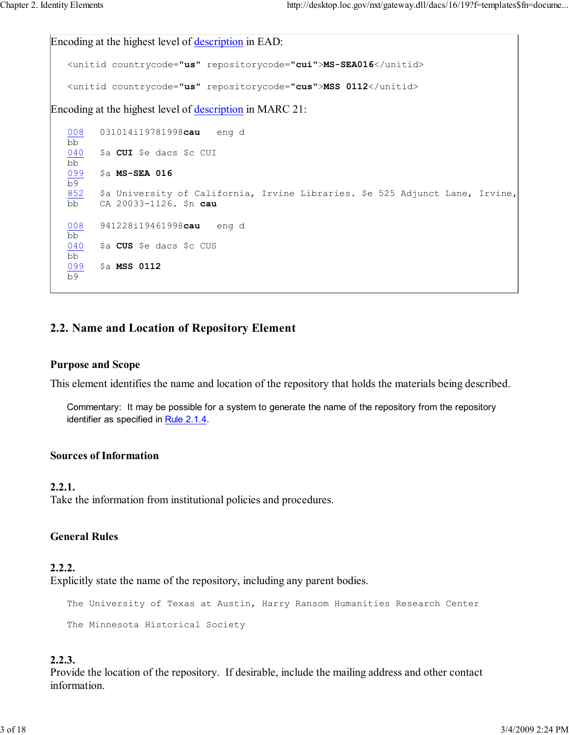Encoding at the highest level of description in EAD:

```
<unitid countrycode="us" repositorycode="cui">MS-SEA016</unitid>

<unitid countrycode="us" repositorycode="cus">MSS 0112</unitid>
```

Encoding at the highest level of description in MARC 21:

```
008   031014i19781998cau   eng d
bb
040   $a CUI $e dacs $c CUI
bb
099   $a MS-SEA 016
b9
852   $a University of California, Irvine Libraries. $e 525 Adjunct Lane, Irvine,
bb    CA 20033-1126. $n cau

008   941228i19461998cau   eng d
bb
040   $a CUS $e dacs $c CUS
bb
099   $a MSS 0112
b9
```

## 2.2. Name and Location of Repository Element

### Purpose and Scope

This element identifies the name and location of the repository that holds the materials being described.

> Commentary: It may be possible for a system to generate the name of the repository from the repository identifier as specified in Rule 2.1.4.

### Sources of Information

**2.2.1.**
Take the information from institutional policies and procedures.

### General Rules

**2.2.2.**
Explicitly state the name of the repository, including any parent bodies.

```
The University of Texas at Austin, Harry Ransom Humanities Research Center

The Minnesota Historical Society
```

**2.2.3.**
Provide the location of the repository. If desirable, include the mailing address and other contact information.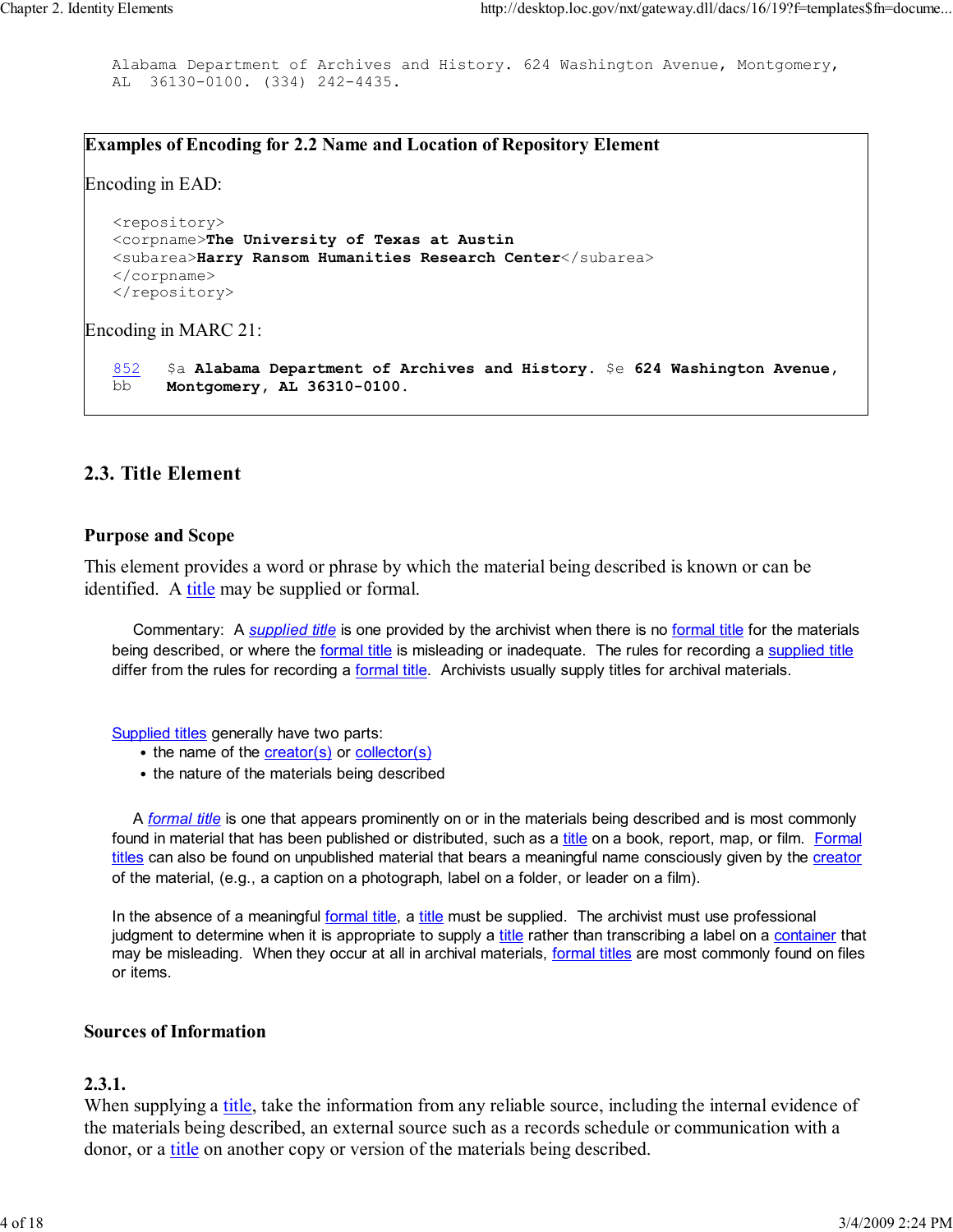```
Alabama Department of Archives and History. 624 Washington Avenue, Montgomery,
AL  36130-0100. (334) 242-4435.
```

**Examples of Encoding for 2.2 Name and Location of Repository Element**

Encoding in EAD:

```
<repository>
<corpname>The University of Texas at Austin
<subarea>Harry Ransom Humanities Research Center</subarea>
</corpname>
</repository>
```

Encoding in MARC 21:

```
852   $a Alabama Department of Archives and History. $e 624 Washington Avenue,
bb    Montgomery, AL 36310-0100.
```

## 2.3. Title Element

### Purpose and Scope

This element provides a word or phrase by which the material being described is known or can be identified. A title may be supplied or formal.

Commentary: A *supplied title* is one provided by the archivist when there is no formal title for the materials being described, or where the formal title is misleading or inadequate. The rules for recording a supplied title differ from the rules for recording a formal title. Archivists usually supply titles for archival materials.

Supplied titles generally have two parts:

- the name of the creator(s) or collector(s)
- the nature of the materials being described

A *formal title* is one that appears prominently on or in the materials being described and is most commonly found in material that has been published or distributed, such as a title on a book, report, map, or film. Formal titles can also be found on unpublished material that bears a meaningful name consciously given by the creator of the material, (e.g., a caption on a photograph, label on a folder, or leader on a film).

In the absence of a meaningful formal title, a title must be supplied. The archivist must use professional judgment to determine when it is appropriate to supply a title rather than transcribing a label on a container that may be misleading. When they occur at all in archival materials, formal titles are most commonly found on files or items.

### Sources of Information

#### 2.3.1.

When supplying a title, take the information from any reliable source, including the internal evidence of the materials being described, an external source such as a records schedule or communication with a donor, or a title on another copy or version of the materials being described.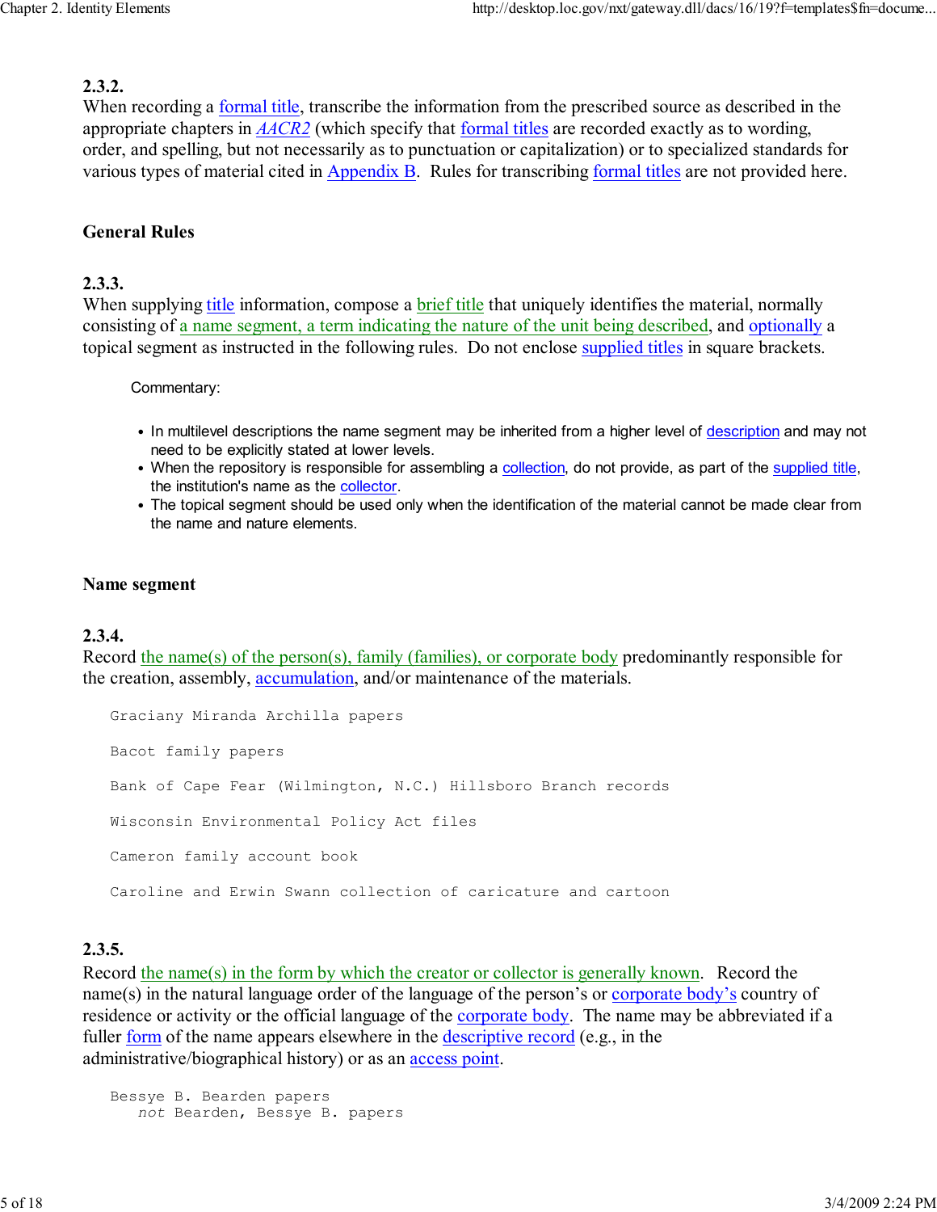**2.3.2.**
When recording a formal title, transcribe the information from the prescribed source as described in the appropriate chapters in *AACR2* (which specify that formal titles are recorded exactly as to wording, order, and spelling, but not necessarily as to punctuation or capitalization) or to specialized standards for various types of material cited in Appendix B. Rules for transcribing formal titles are not provided here.

### General Rules

**2.3.3.**
When supplying title information, compose a brief title that uniquely identifies the material, normally consisting of a name segment, a term indicating the nature of the unit being described, and optionally a topical segment as instructed in the following rules. Do not enclose supplied titles in square brackets.

Commentary:

- In multilevel descriptions the name segment may be inherited from a higher level of description and may not need to be explicitly stated at lower levels.
- When the repository is responsible for assembling a collection, do not provide, as part of the supplied title, the institution's name as the collector.
- The topical segment should be used only when the identification of the material cannot be made clear from the name and nature elements.

### Name segment

**2.3.4.**
Record the name(s) of the person(s), family (families), or corporate body predominantly responsible for the creation, assembly, accumulation, and/or maintenance of the materials.

```
Graciany Miranda Archilla papers

Bacot family papers

Bank of Cape Fear (Wilmington, N.C.) Hillsboro Branch records

Wisconsin Environmental Policy Act files

Cameron family account book

Caroline and Erwin Swann collection of caricature and cartoon
```

**2.3.5.**
Record the name(s) in the form by which the creator or collector is generally known. Record the name(s) in the natural language order of the language of the person's or corporate body's country of residence or activity or the official language of the corporate body. The name may be abbreviated if a fuller form of the name appears elsewhere in the descriptive record (e.g., in the administrative/biographical history) or as an access point.

```
Bessye B. Bearden papers
   not Bearden, Bessye B. papers
```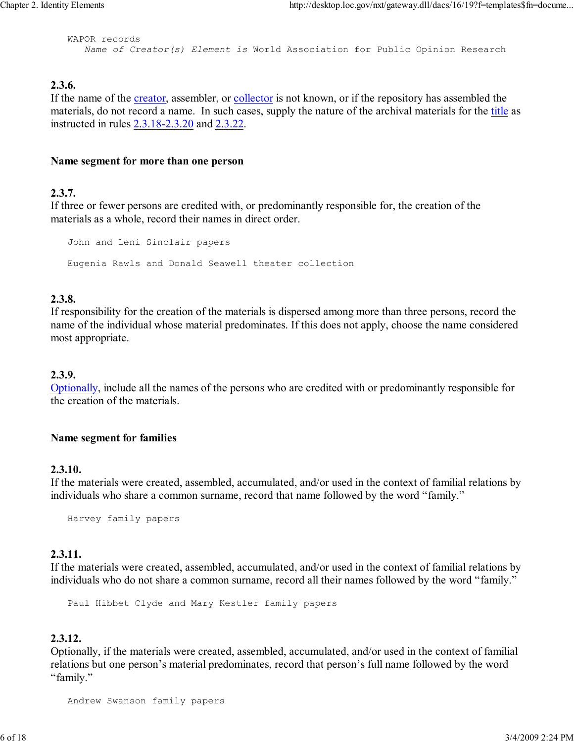```
WAPOR records
   Name of Creator(s) Element is World Association for Public Opinion Research
```

**2.3.6.**
If the name of the creator, assembler, or collector is not known, or if the repository has assembled the materials, do not record a name. In such cases, supply the nature of the archival materials for the title as instructed in rules 2.3.18-2.3.20 and 2.3.22.

**Name segment for more than one person**

**2.3.7.**
If three or fewer persons are credited with, or predominantly responsible for, the creation of the materials as a whole, record their names in direct order.

```
John and Leni Sinclair papers

Eugenia Rawls and Donald Seawell theater collection
```

**2.3.8.**
If responsibility for the creation of the materials is dispersed among more than three persons, record the name of the individual whose material predominates. If this does not apply, choose the name considered most appropriate.

**2.3.9.**
Optionally, include all the names of the persons who are credited with or predominantly responsible for the creation of the materials.

**Name segment for families**

**2.3.10.**
If the materials were created, assembled, accumulated, and/or used in the context of familial relations by individuals who share a common surname, record that name followed by the word "family."

```
Harvey family papers
```

**2.3.11.**
If the materials were created, assembled, accumulated, and/or used in the context of familial relations by individuals who do not share a common surname, record all their names followed by the word "family."

```
Paul Hibbet Clyde and Mary Kestler family papers
```

**2.3.12.**
Optionally, if the materials were created, assembled, accumulated, and/or used in the context of familial relations but one person's material predominates, record that person's full name followed by the word "family."

```
Andrew Swanson family papers
```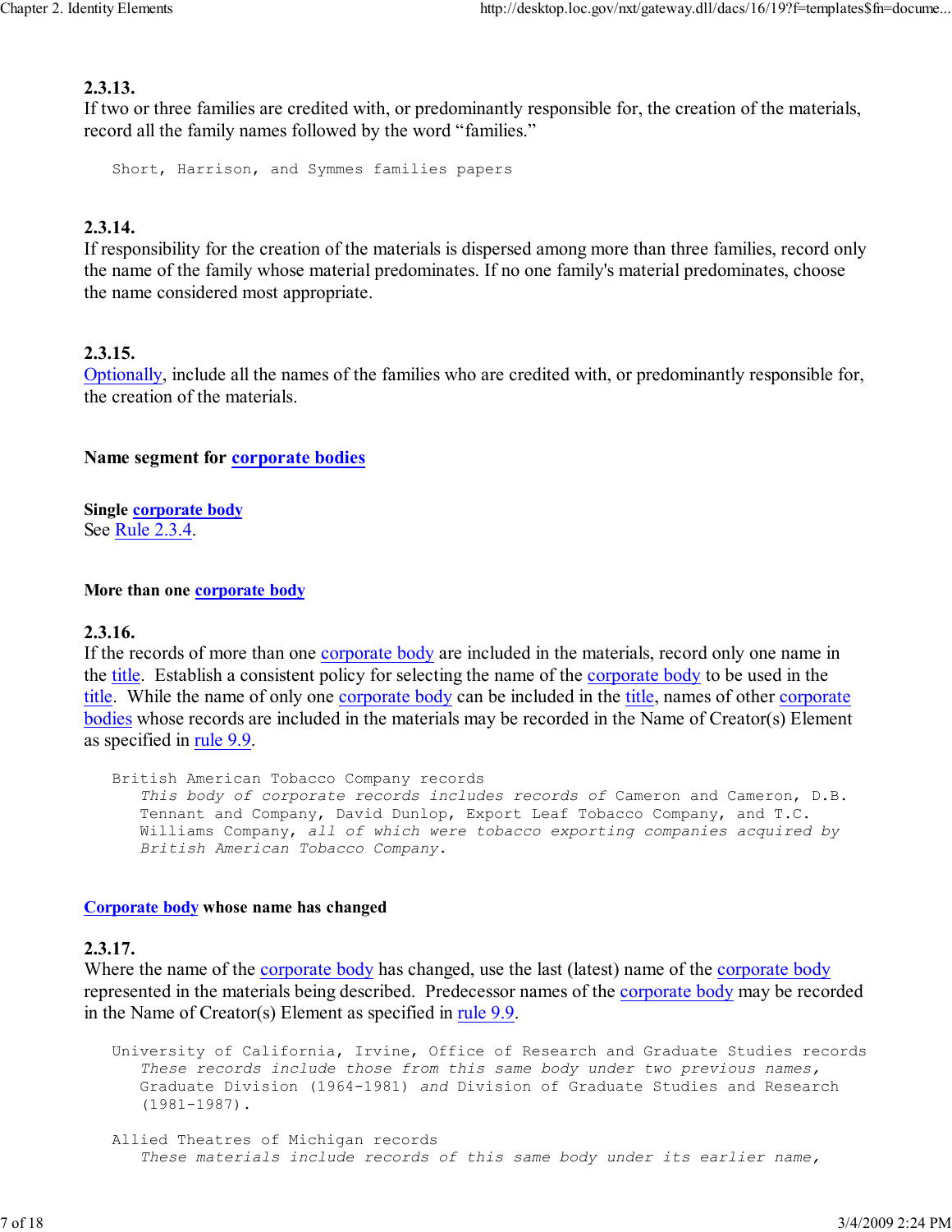**2.3.13.**
If two or three families are credited with, or predominantly responsible for, the creation of the materials, record all the family names followed by the word "families."

```
Short, Harrison, and Symmes families papers
```

**2.3.14.**
If responsibility for the creation of the materials is dispersed among more than three families, record only the name of the family whose material predominates. If no one family's material predominates, choose the name considered most appropriate.

**2.3.15.**
Optionally, include all the names of the families who are credited with, or predominantly responsible for, the creation of the materials.

**Name segment for corporate bodies**

**Single corporate body**
See Rule 2.3.4.

**More than one corporate body**

**2.3.16.**
If the records of more than one corporate body are included in the materials, record only one name in the title. Establish a consistent policy for selecting the name of the corporate body to be used in the title. While the name of only one corporate body can be included in the title, names of other corporate bodies whose records are included in the materials may be recorded in the Name of Creator(s) Element as specified in rule 9.9.

> British American Tobacco Company records
> *This body of corporate records includes records of* Cameron and Cameron, D.B. Tennant and Company, David Dunlop, Export Leaf Tobacco Company, and T.C. Williams Company, *all of which were tobacco exporting companies acquired by British American Tobacco Company.*

**Corporate body whose name has changed**

**2.3.17.**
Where the name of the corporate body has changed, use the last (latest) name of the corporate body represented in the materials being described. Predecessor names of the corporate body may be recorded in the Name of Creator(s) Element as specified in rule 9.9.

> University of California, Irvine, Office of Research and Graduate Studies records
> *These records include those from this same body under two previous names,* Graduate Division (1964-1981) *and* Division of Graduate Studies and Research (1981-1987).

> Allied Theatres of Michigan records
> *These materials include records of this same body under its earlier name,*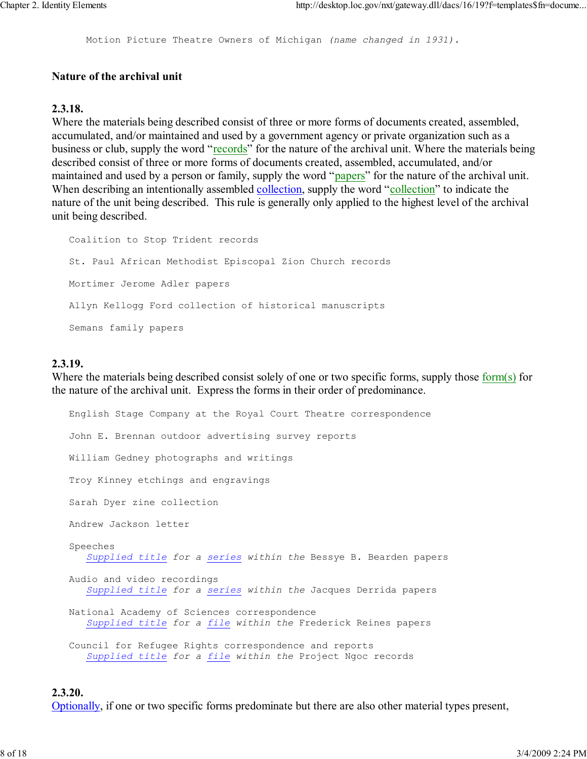Motion Picture Theatre Owners of Michigan *(name changed in 1931).*

### Nature of the archival unit

**2.3.18.**
Where the materials being described consist of three or more forms of documents created, assembled, accumulated, and/or maintained and used by a government agency or private organization such as a business or club, supply the word "records" for the nature of the archival unit. Where the materials being described consist of three or more forms of documents created, assembled, accumulated, and/or maintained and used by a person or family, supply the word "papers" for the nature of the archival unit. When describing an intentionally assembled collection, supply the word "collection" to indicate the nature of the unit being described. This rule is generally only applied to the highest level of the archival unit being described.

```
Coalition to Stop Trident records

St. Paul African Methodist Episcopal Zion Church records

Mortimer Jerome Adler papers

Allyn Kellogg Ford collection of historical manuscripts

Semans family papers
```

**2.3.19.**
Where the materials being described consist solely of one or two specific forms, supply those form(s) for the nature of the archival unit. Express the forms in their order of predominance.

```
English Stage Company at the Royal Court Theatre correspondence

John E. Brennan outdoor advertising survey reports

William Gedney photographs and writings

Troy Kinney etchings and engravings

Sarah Dyer zine collection

Andrew Jackson letter
```

Speeches
  *Supplied title for a series within the* Bessye B. Bearden papers

Audio and video recordings
  *Supplied title for a series within the* Jacques Derrida papers

National Academy of Sciences correspondence
  *Supplied title for a file within the* Frederick Reines papers

Council for Refugee Rights correspondence and reports
  *Supplied title for a file within the* Project Ngoc records

**2.3.20.**
Optionally, if one or two specific forms predominate but there are also other material types present,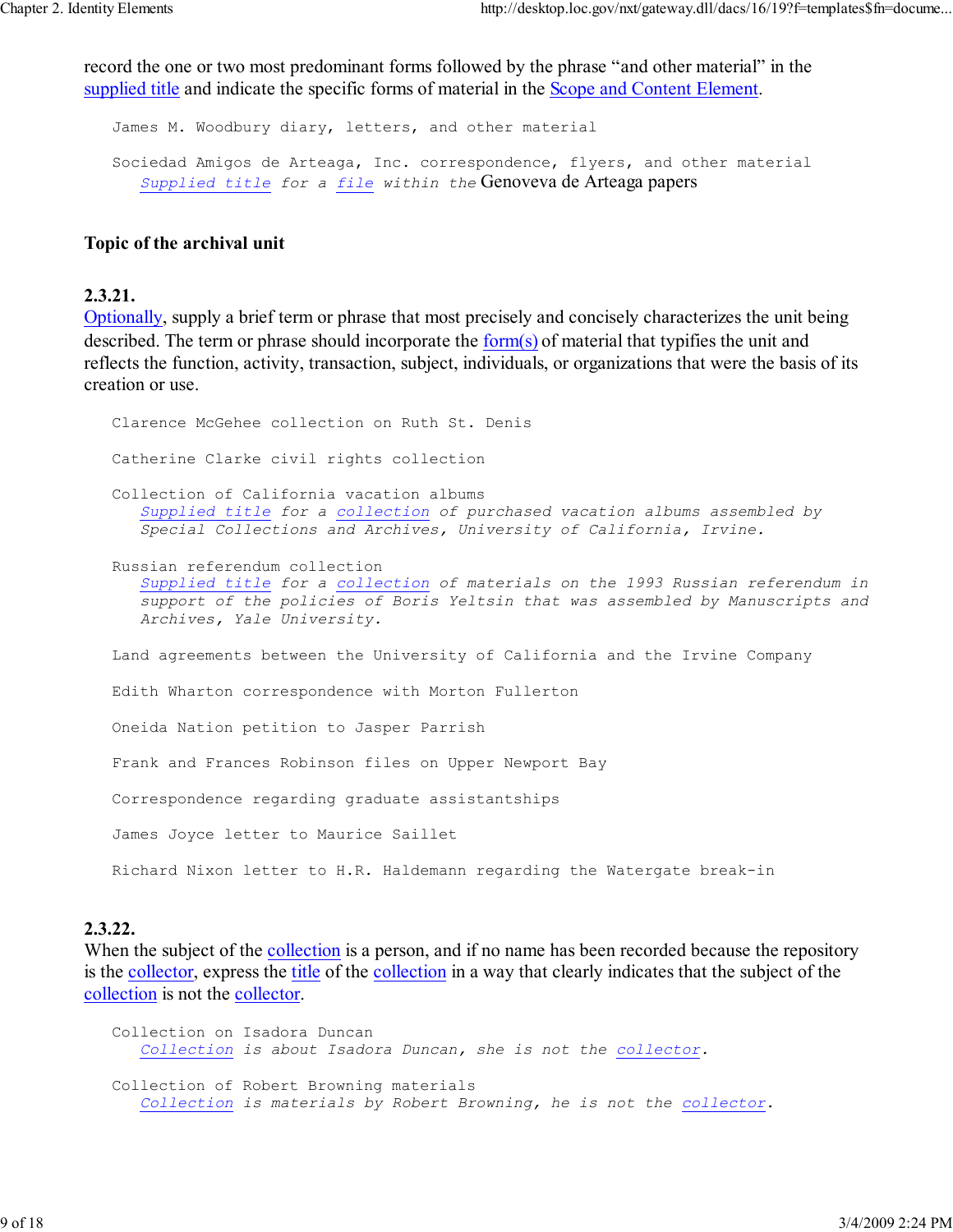record the one or two most predominant forms followed by the phrase "and other material" in the supplied title and indicate the specific forms of material in the Scope and Content Element.

```
James M. Woodbury diary, letters, and other material
```

```
Sociedad Amigos de Arteaga, Inc. correspondence, flyers, and other material
```

*Supplied title for a file within the* Genoveva de Arteaga papers

### Topic of the archival unit

**2.3.21.**
Optionally, supply a brief term or phrase that most precisely and concisely characterizes the unit being described. The term or phrase should incorporate the form(s) of material that typifies the unit and reflects the function, activity, transaction, subject, individuals, or organizations that were the basis of its creation or use.

```
Clarence McGehee collection on Ruth St. Denis
```

```
Catherine Clarke civil rights collection
```

```
Collection of California vacation albums
```

*Supplied title for a collection of purchased vacation albums assembled by Special Collections and Archives, University of California, Irvine.*

```
Russian referendum collection
```

*Supplied title for a collection of materials on the 1993 Russian referendum in support of the policies of Boris Yeltsin that was assembled by Manuscripts and Archives, Yale University.*

```
Land agreements between the University of California and the Irvine Company
```

```
Edith Wharton correspondence with Morton Fullerton
```

```
Oneida Nation petition to Jasper Parrish
```

```
Frank and Frances Robinson files on Upper Newport Bay
```

```
Correspondence regarding graduate assistantships
```

```
James Joyce letter to Maurice Saillet
```

```
Richard Nixon letter to H.R. Haldemann regarding the Watergate break-in
```

**2.3.22.**
When the subject of the collection is a person, and if no name has been recorded because the repository is the collector, express the title of the collection in a way that clearly indicates that the subject of the collection is not the collector.

```
Collection on Isadora Duncan
```

*Collection is about Isadora Duncan, she is not the collector.*

```
Collection of Robert Browning materials
```

*Collection is materials by Robert Browning, he is not the collector.*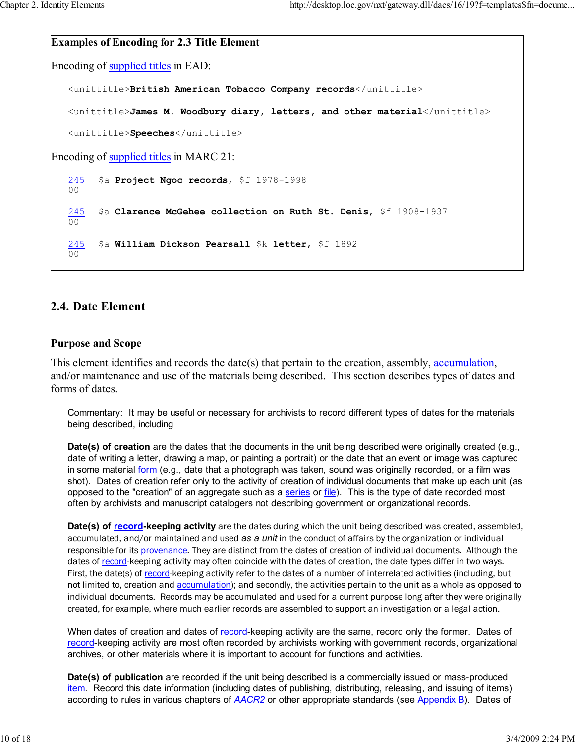**Examples of Encoding for 2.3 Title Element**

Encoding of supplied titles in EAD:

```
<unittitle>British American Tobacco Company records</unittitle>

<unittitle>James M. Woodbury diary, letters, and other material</unittitle>

<unittitle>Speeches</unittitle>
```

Encoding of supplied titles in MARC 21:

```
245 00  $a Project Ngoc records, $f 1978-1998

245 00  $a Clarence McGehee collection on Ruth St. Denis, $f 1908-1937

245 00  $a William Dickson Pearsall $k letter, $f 1892
```

## 2.4. Date Element

### Purpose and Scope

This element identifies and records the date(s) that pertain to the creation, assembly, accumulation, and/or maintenance and use of the materials being described. This section describes types of dates and forms of dates.

> Commentary: It may be useful or necessary for archivists to record different types of dates for the materials being described, including
>
> **Date(s) of creation** are the dates that the documents in the unit being described were originally created (e.g., date of writing a letter, drawing a map, or painting a portrait) or the date that an event or image was captured in some material form (e.g., date that a photograph was taken, sound was originally recorded, or a film was shot). Dates of creation refer only to the activity of creation of individual documents that make up each unit (as opposed to the "creation" of an aggregate such as a series or file). This is the type of date recorded most often by archivists and manuscript catalogers not describing government or organizational records.
>
> **Date(s) of record-keeping activity** are the dates during which the unit being described was created, assembled, accumulated, and/or maintained and used *as a unit* in the conduct of affairs by the organization or individual responsible for its provenance. They are distinct from the dates of creation of individual documents. Although the dates of record-keeping activity may often coincide with the dates of creation, the date types differ in two ways. First, the date(s) of record-keeping activity refer to the dates of a number of interrelated activities (including, but not limited to, creation and accumulation); and secondly, the activities pertain to the unit as a whole as opposed to individual documents. Records may be accumulated and used for a current purpose long after they were originally created, for example, where much earlier records are assembled to support an investigation or a legal action.
>
> When dates of creation and dates of record-keeping activity are the same, record only the former. Dates of record-keeping activity are most often recorded by archivists working with government records, organizational archives, or other materials where it is important to account for functions and activities.
>
> **Date(s) of publication** are recorded if the unit being described is a commercially issued or mass-produced item. Record this date information (including dates of publishing, distributing, releasing, and issuing of items) according to rules in various chapters of *AACR2* or other appropriate standards (see Appendix B). Dates of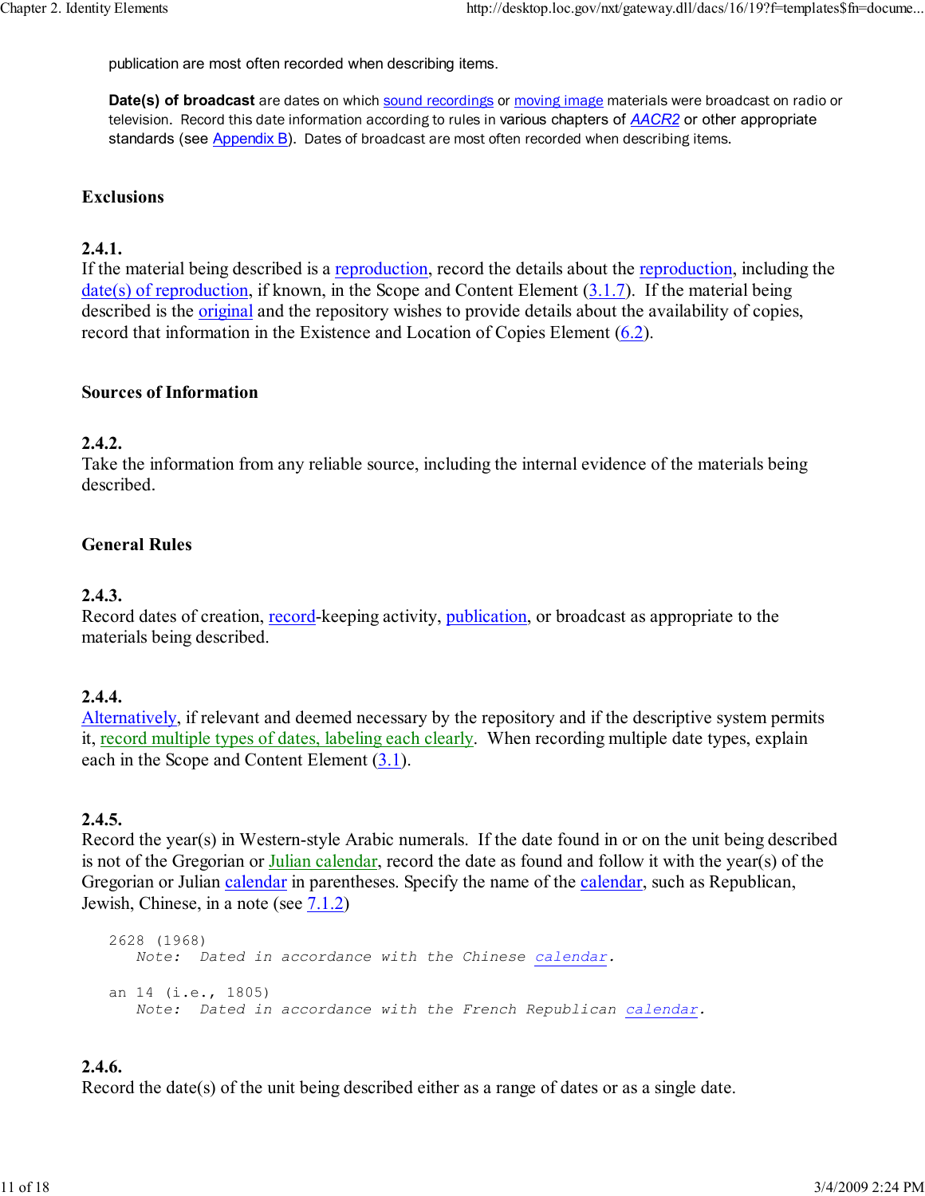publication are most often recorded when describing items.

**Date(s) of broadcast** are dates on which sound recordings or moving image materials were broadcast on radio or television. Record this date information according to rules in various chapters of *AACR2* or other appropriate standards (see Appendix B). Dates of broadcast are most often recorded when describing items.

### Exclusions

**2.4.1.**
If the material being described is a reproduction, record the details about the reproduction, including the date(s) of reproduction, if known, in the Scope and Content Element (3.1.7). If the material being described is the original and the repository wishes to provide details about the availability of copies, record that information in the Existence and Location of Copies Element (6.2).

### Sources of Information

**2.4.2.**
Take the information from any reliable source, including the internal evidence of the materials being described.

### General Rules

**2.4.3.**
Record dates of creation, record-keeping activity, publication, or broadcast as appropriate to the materials being described.

**2.4.4.**
Alternatively, if relevant and deemed necessary by the repository and if the descriptive system permits it, record multiple types of dates, labeling each clearly. When recording multiple date types, explain each in the Scope and Content Element (3.1).

**2.4.5.**
Record the year(s) in Western-style Arabic numerals. If the date found in or on the unit being described is not of the Gregorian or Julian calendar, record the date as found and follow it with the year(s) of the Gregorian or Julian calendar in parentheses. Specify the name of the calendar, such as Republican, Jewish, Chinese, in a note (see 7.1.2)

```
2628 (1968)
   Note:  Dated in accordance with the Chinese calendar.

an 14 (i.e., 1805)
   Note:  Dated in accordance with the French Republican calendar.
```

**2.4.6.**
Record the date(s) of the unit being described either as a range of dates or as a single date.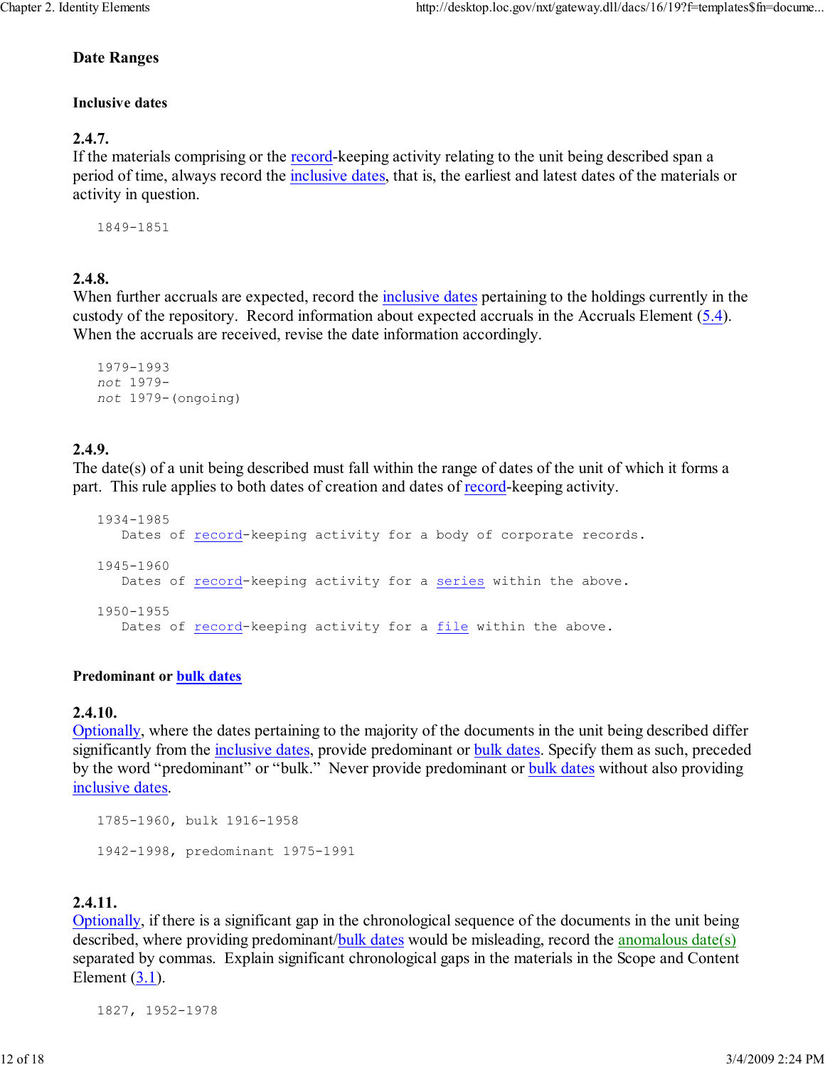## Date Ranges

### Inclusive dates

**2.4.7.**
If the materials comprising or the record-keeping activity relating to the unit being described span a period of time, always record the inclusive dates, that is, the earliest and latest dates of the materials or activity in question.

```
1849-1851
```

**2.4.8.**
When further accruals are expected, record the inclusive dates pertaining to the holdings currently in the custody of the repository. Record information about expected accruals in the Accruals Element (5.4). When the accruals are received, revise the date information accordingly.

```
1979-1993
not 1979-
not 1979-(ongoing)
```

**2.4.9.**
The date(s) of a unit being described must fall within the range of dates of the unit of which it forms a part. This rule applies to both dates of creation and dates of record-keeping activity.

```
1934-1985
   Dates of record-keeping activity for a body of corporate records.

1945-1960
   Dates of record-keeping activity for a series within the above.

1950-1955
   Dates of record-keeping activity for a file within the above.
```

### Predominant or bulk dates

**2.4.10.**
Optionally, where the dates pertaining to the majority of the documents in the unit being described differ significantly from the inclusive dates, provide predominant or bulk dates. Specify them as such, preceded by the word "predominant" or "bulk." Never provide predominant or bulk dates without also providing inclusive dates.

```
1785-1960, bulk 1916-1958

1942-1998, predominant 1975-1991
```

**2.4.11.**
Optionally, if there is a significant gap in the chronological sequence of the documents in the unit being described, where providing predominant/bulk dates would be misleading, record the anomalous date(s) separated by commas. Explain significant chronological gaps in the materials in the Scope and Content Element (3.1).

```
1827, 1952-1978
```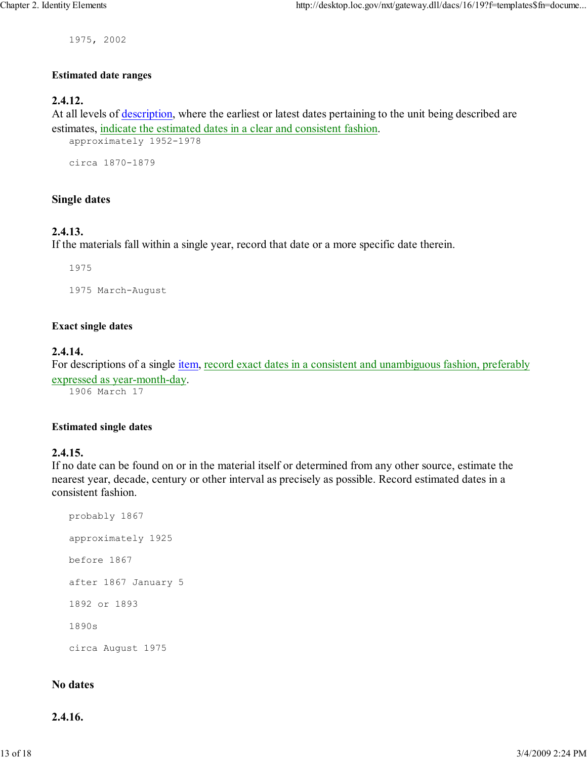```
1975, 2002
```

#### Estimated date ranges

**2.4.12.**
At all levels of description, where the earliest or latest dates pertaining to the unit being described are estimates, indicate the estimated dates in a clear and consistent fashion.

```
approximately 1952-1978

circa 1870-1879
```

### Single dates

**2.4.13.**
If the materials fall within a single year, record that date or a more specific date therein.

```
1975

1975 March-August
```

#### Exact single dates

**2.4.14.**
For descriptions of a single item, record exact dates in a consistent and unambiguous fashion, preferably expressed as year-month-day.

```
1906 March 17
```

#### Estimated single dates

**2.4.15.**
If no date can be found on or in the material itself or determined from any other source, estimate the nearest year, decade, century or other interval as precisely as possible. Record estimated dates in a consistent fashion.

```
probably 1867

approximately 1925

before 1867

after 1867 January 5

1892 or 1893

1890s

circa August 1975
```

### No dates

**2.4.16.**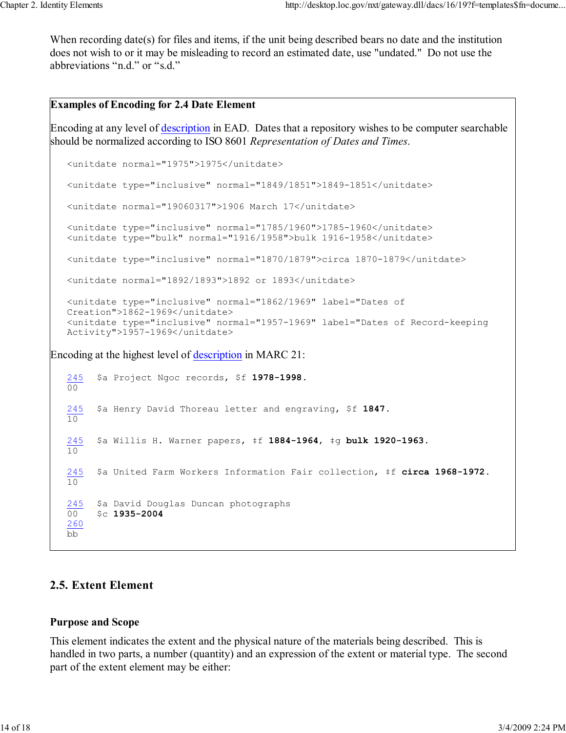When recording date(s) for files and items, if the unit being described bears no date and the institution does not wish to or it may be misleading to record an estimated date, use "undated." Do not use the abbreviations “n.d.” or “s.d.”

**Examples of Encoding for 2.4 Date Element**

Encoding at any level of description in EAD. Dates that a repository wishes to be computer searchable should be normalized according to ISO 8601 *Representation of Dates and Times*.

```
<unitdate normal="1975">1975</unitdate>

<unitdate type="inclusive" normal="1849/1851">1849-1851</unitdate>

<unitdate normal="19060317">1906 March 17</unitdate>

<unitdate type="inclusive" normal="1785/1960">1785-1960</unitdate>
<unitdate type="bulk" normal="1916/1958">bulk 1916-1958</unitdate>

<unitdate type="inclusive" normal="1870/1879">circa 1870-1879</unitdate>

<unitdate normal="1892/1893">1892 or 1893</unitdate>

<unitdate type="inclusive" normal="1862/1969" label="Dates of
Creation">1862-1969</unitdate>
<unitdate type="inclusive" normal="1957-1969" label="Dates of Record-keeping
Activity">1957-1969</unitdate>
```

Encoding at the highest level of description in MARC 21:

```
245 00   $a Project Ngoc records, $f 1978-1998.

245 10   $a Henry David Thoreau letter and engraving, $f 1847.

245 10   $a Willis H. Warner papers, ‡f 1884-1964, ‡g bulk 1920-1963.

245 10   $a United Farm Workers Information Fair collection, ‡f circa 1968-1972.

245 00   $a David Douglas Duncan photographs
260 bb   $c 1935-2004
```

## 2.5. Extent Element

### Purpose and Scope

This element indicates the extent and the physical nature of the materials being described. This is handled in two parts, a number (quantity) and an expression of the extent or material type. The second part of the extent element may be either: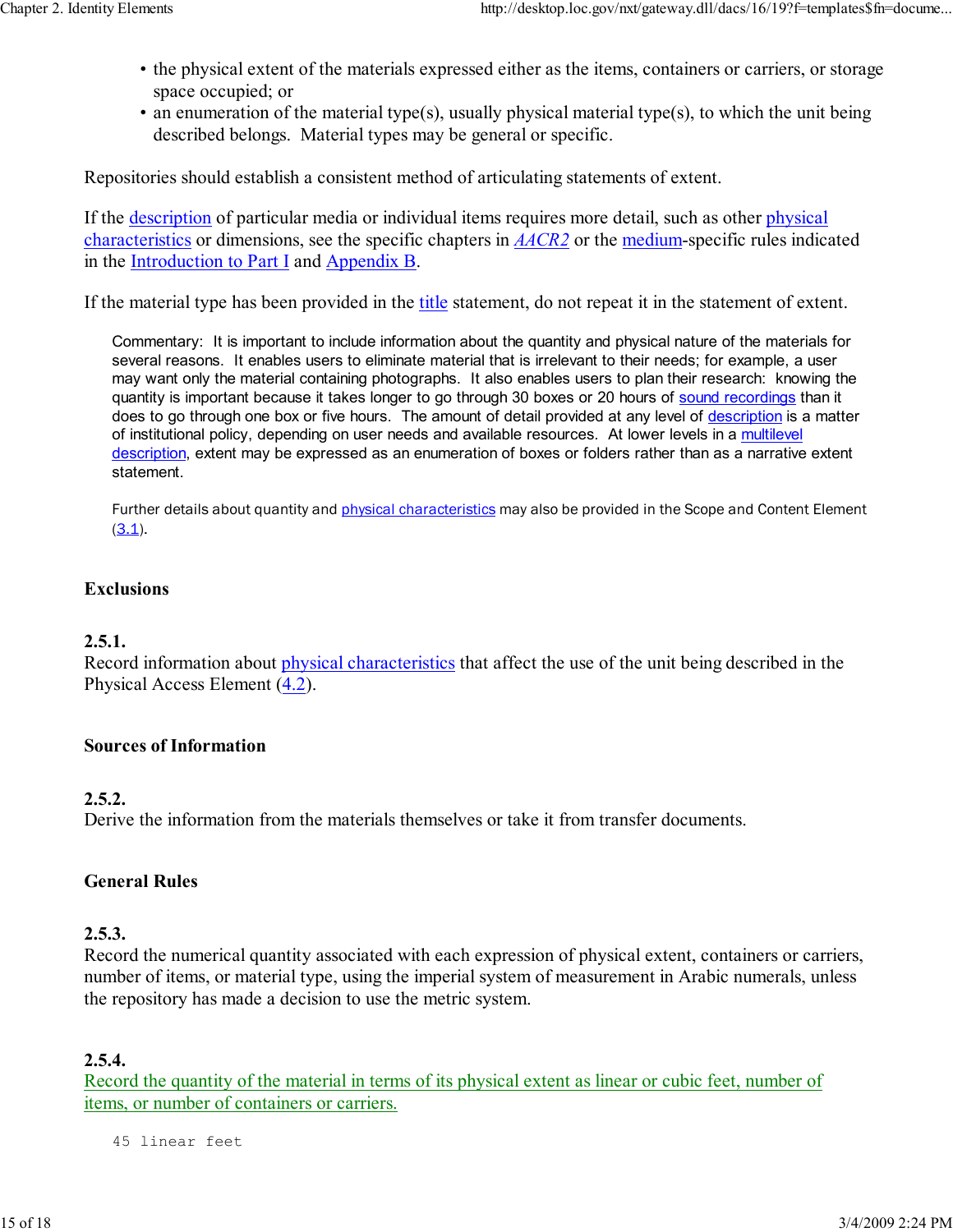- the physical extent of the materials expressed either as the items, containers or carriers, or storage space occupied; or
- an enumeration of the material type(s), usually physical material type(s), to which the unit being described belongs. Material types may be general or specific.

Repositories should establish a consistent method of articulating statements of extent.

If the description of particular media or individual items requires more detail, such as other physical characteristics or dimensions, see the specific chapters in *AACR2* or the medium-specific rules indicated in the Introduction to Part I and Appendix B.

If the material type has been provided in the title statement, do not repeat it in the statement of extent.

> Commentary: It is important to include information about the quantity and physical nature of the materials for several reasons. It enables users to eliminate material that is irrelevant to their needs; for example, a user may want only the material containing photographs. It also enables users to plan their research: knowing the quantity is important because it takes longer to go through 30 boxes or 20 hours of sound recordings than it does to go through one box or five hours. The amount of detail provided at any level of description is a matter of institutional policy, depending on user needs and available resources. At lower levels in a multilevel description, extent may be expressed as an enumeration of boxes or folders rather than as a narrative extent statement.
>
> Further details about quantity and physical characteristics may also be provided in the Scope and Content Element (3.1).

### Exclusions

**2.5.1.**
Record information about physical characteristics that affect the use of the unit being described in the Physical Access Element (4.2).

### Sources of Information

**2.5.2.**
Derive the information from the materials themselves or take it from transfer documents.

### General Rules

**2.5.3.**
Record the numerical quantity associated with each expression of physical extent, containers or carriers, number of items, or material type, using the imperial system of measurement in Arabic numerals, unless the repository has made a decision to use the metric system.

**2.5.4.**
Record the quantity of the material in terms of its physical extent as linear or cubic feet, number of items, or number of containers or carriers.

```
45 linear feet
```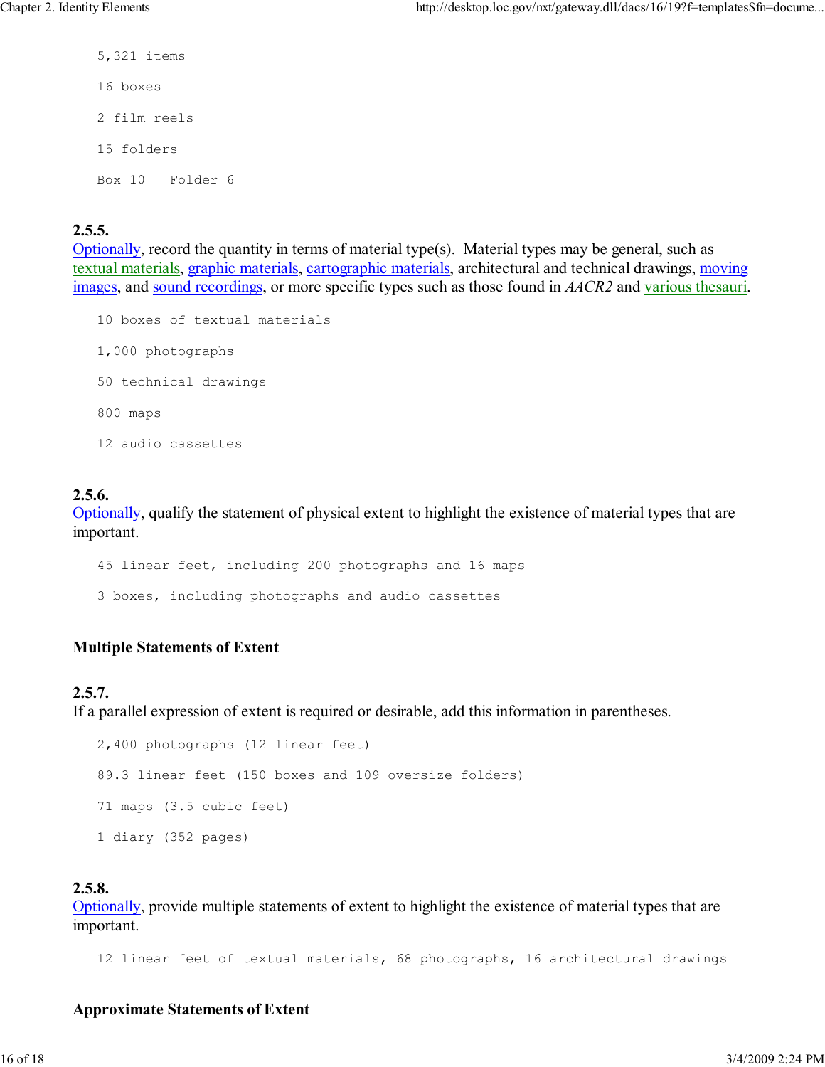```
5,321 items

16 boxes

2 film reels

15 folders

Box 10   Folder 6
```

**2.5.5.**
Optionally, record the quantity in terms of material type(s). Material types may be general, such as textual materials, graphic materials, cartographic materials, architectural and technical drawings, moving images, and sound recordings, or more specific types such as those found in *AACR2* and various thesauri.

```
10 boxes of textual materials

1,000 photographs

50 technical drawings

800 maps

12 audio cassettes
```

**2.5.6.**
Optionally, qualify the statement of physical extent to highlight the existence of material types that are important.

```
45 linear feet, including 200 photographs and 16 maps

3 boxes, including photographs and audio cassettes
```

### Multiple Statements of Extent

**2.5.7.**
If a parallel expression of extent is required or desirable, add this information in parentheses.

```
2,400 photographs (12 linear feet)

89.3 linear feet (150 boxes and 109 oversize folders)

71 maps (3.5 cubic feet)

1 diary (352 pages)
```

**2.5.8.**
Optionally, provide multiple statements of extent to highlight the existence of material types that are important.

```
12 linear feet of textual materials, 68 photographs, 16 architectural drawings
```

### Approximate Statements of Extent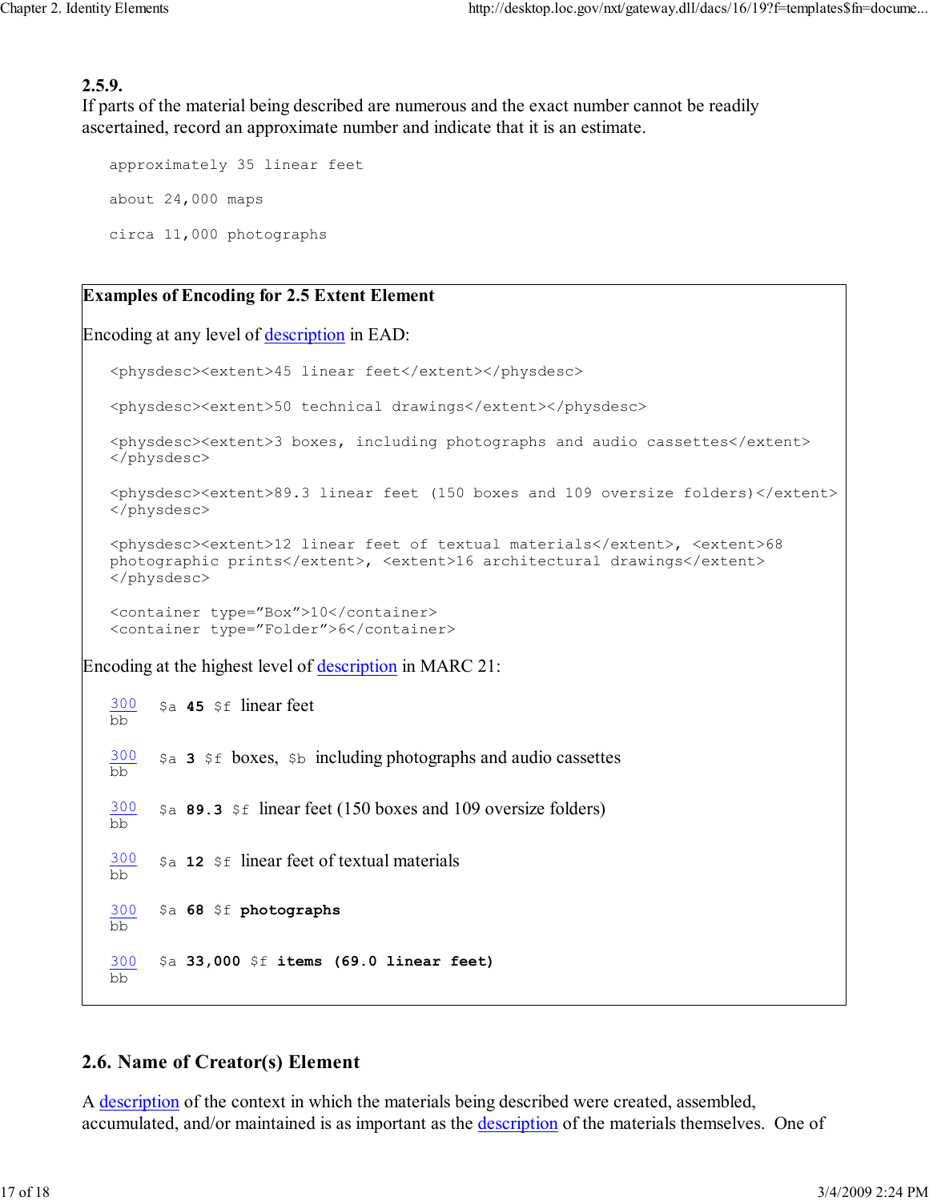**2.5.9.**
If parts of the material being described are numerous and the exact number cannot be readily ascertained, record an approximate number and indicate that it is an estimate.

```
approximately 35 linear feet

about 24,000 maps

circa 11,000 photographs
```

**Examples of Encoding for 2.5 Extent Element**

Encoding at any level of description in EAD:

```
<physdesc><extent>45 linear feet</extent></physdesc>

<physdesc><extent>50 technical drawings</extent></physdesc>

<physdesc><extent>3 boxes, including photographs and audio cassettes</extent>
</physdesc>

<physdesc><extent>89.3 linear feet (150 boxes and 109 oversize folders)</extent>
</physdesc>

<physdesc><extent>12 linear feet of textual materials</extent>, <extent>68
photographic prints</extent>, <extent>16 architectural drawings</extent>
</physdesc>

<container type="Box">10</container>
<container type="Folder">6</container>
```

Encoding at the highest level of description in MARC 21:

300 bb $a **45** $f linear feet

300 bb $a **3** $f boxes, $b including photographs and audio cassettes

300 bb $a **89.3** $f linear feet (150 boxes and 109 oversize folders)

300 bb $a **12** $f linear feet of textual materials

300 bb $a **68** $f **photographs**

300 bb $a **33,000** $f **items (69.0 linear feet)**

## 2.6. Name of Creator(s) Element

A description of the context in which the materials being described were created, assembled, accumulated, and/or maintained is as important as the description of the materials themselves. One of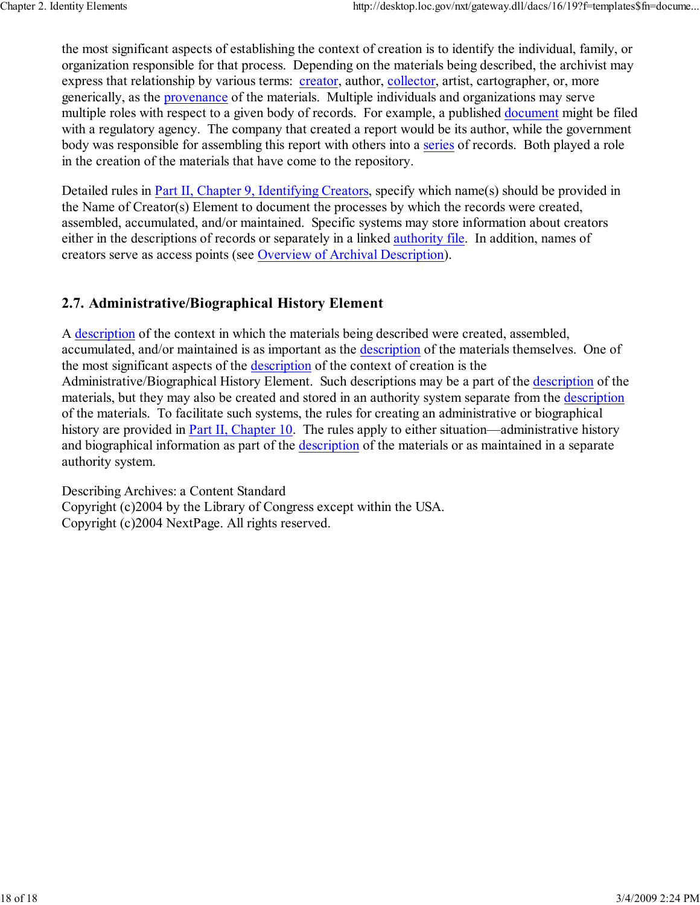the most significant aspects of establishing the context of creation is to identify the individual, family, or organization responsible for that process. Depending on the materials being described, the archivist may express that relationship by various terms: creator, author, collector, artist, cartographer, or, more generically, as the provenance of the materials. Multiple individuals and organizations may serve multiple roles with respect to a given body of records. For example, a published document might be filed with a regulatory agency. The company that created a report would be its author, while the government body was responsible for assembling this report with others into a series of records. Both played a role in the creation of the materials that have come to the repository.

Detailed rules in Part II, Chapter 9, Identifying Creators, specify which name(s) should be provided in the Name of Creator(s) Element to document the processes by which the records were created, assembled, accumulated, and/or maintained. Specific systems may store information about creators either in the descriptions of records or separately in a linked authority file. In addition, names of creators serve as access points (see Overview of Archival Description).

## 2.7. Administrative/Biographical History Element

A description of the context in which the materials being described were created, assembled, accumulated, and/or maintained is as important as the description of the materials themselves. One of the most significant aspects of the description of the context of creation is the Administrative/Biographical History Element. Such descriptions may be a part of the description of the materials, but they may also be created and stored in an authority system separate from the description of the materials. To facilitate such systems, the rules for creating an administrative or biographical history are provided in Part II, Chapter 10. The rules apply to either situation—administrative history and biographical information as part of the description of the materials or as maintained in a separate authority system.

Describing Archives: a Content Standard
Copyright (c)2004 by the Library of Congress except within the USA.
Copyright (c)2004 NextPage. All rights reserved.